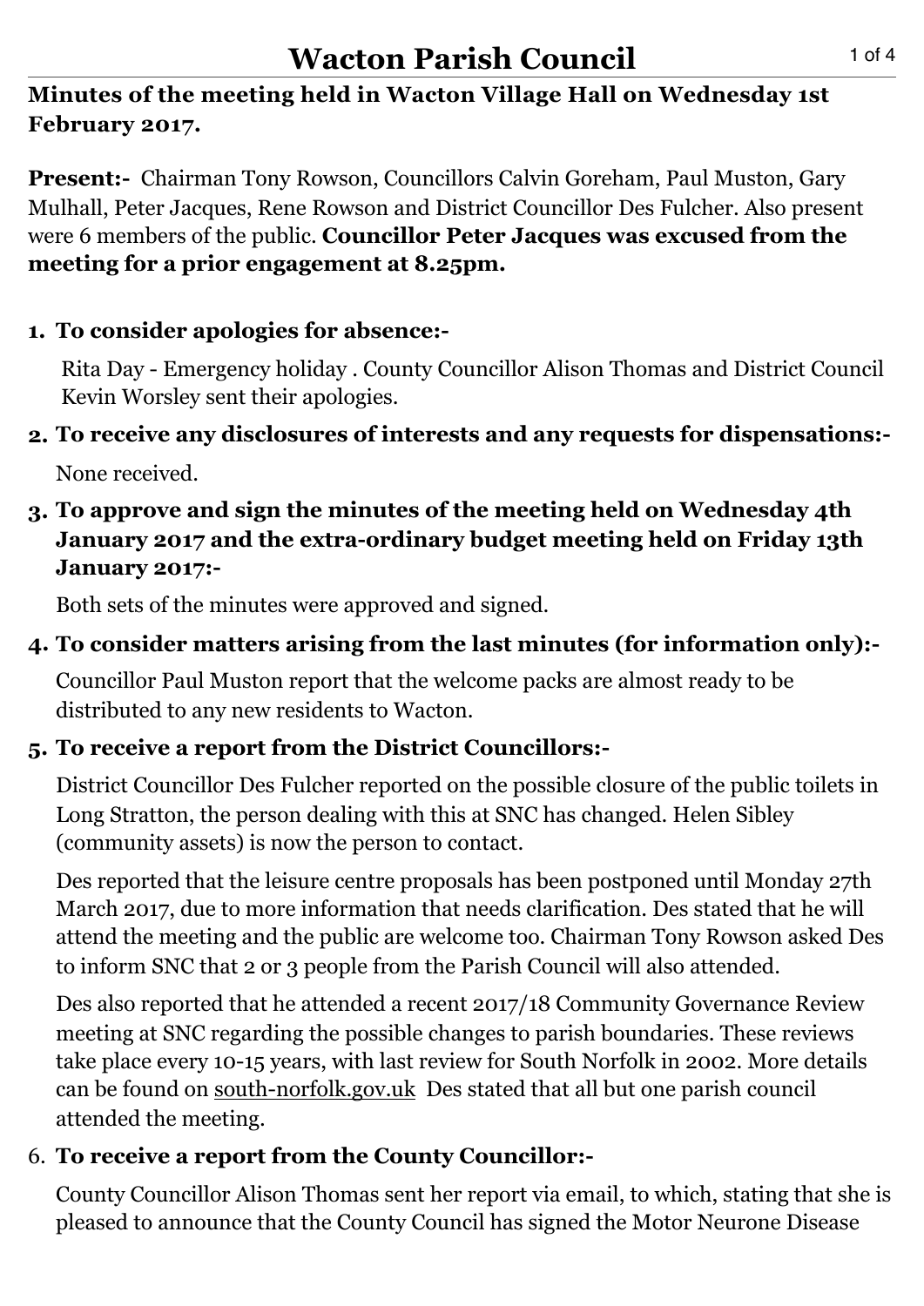# Wacton Parish Council

**Minutes of the meeting held in Wacton Village Hall on Wednesday 1st February 2017.**

**Present:-** Chairman Tony Rowson, Councillors Calvin Goreham, Paul Muston, Gary Mulhall, Peter Jacques, Rene Rowson and District Councillor Des Fulcher. Also present were 6 members of the public. **Councillor Peter Jacques was excused from the meeting for a prior engagement at 8.25pm.**

1. **To consider apologies for absence:-**

   Rita Day - Emergency holiday . County Councillor Alison Thomas and District Council Kevin Worsley sent their apologies.

2. **To receive any disclosures of interests and any requests for dispensations:-**

   None received.

3. **To approve and sign the minutes of the meeting held on Wednesday 4th January 2017 and the extra-ordinary budget meeting held on Friday 13th January 2017:-**

   Both sets of the minutes were approved and signed.

4. **To consider matters arising from the last minutes (for information only):-**

   Councillor Paul Muston report that the welcome packs are almost ready to be distributed to any new residents to Wacton.

5. **To receive a report from the District Councillors:-**

   District Councillor Des Fulcher reported on the possible closure of the public toilets in Long Stratton, the person dealing with this at SNC has changed. Helen Sibley (community assets) is now the person to contact.

   Des reported that the leisure centre proposals has been postponed until Monday 27th March 2017, due to more information that needs clarification. Des stated that he will attend the meeting and the public are welcome too. Chairman Tony Rowson asked Des to inform SNC that 2 or 3 people from the Parish Council will also attended.

   Des also reported that he attended a recent 2017/18 Community Governance Review meeting at SNC regarding the possible changes to parish boundaries. These reviews take place every 10-15 years, with last review for South Norfolk in 2002. More details can be found on south-norfolk.gov.uk Des stated that all but one parish council attended the meeting.

6. **To receive a report from the County Councillor:-**

   County Councillor Alison Thomas sent her report via email, to which, stating that she is pleased to announce that the County Council has signed the Motor Neurone Disease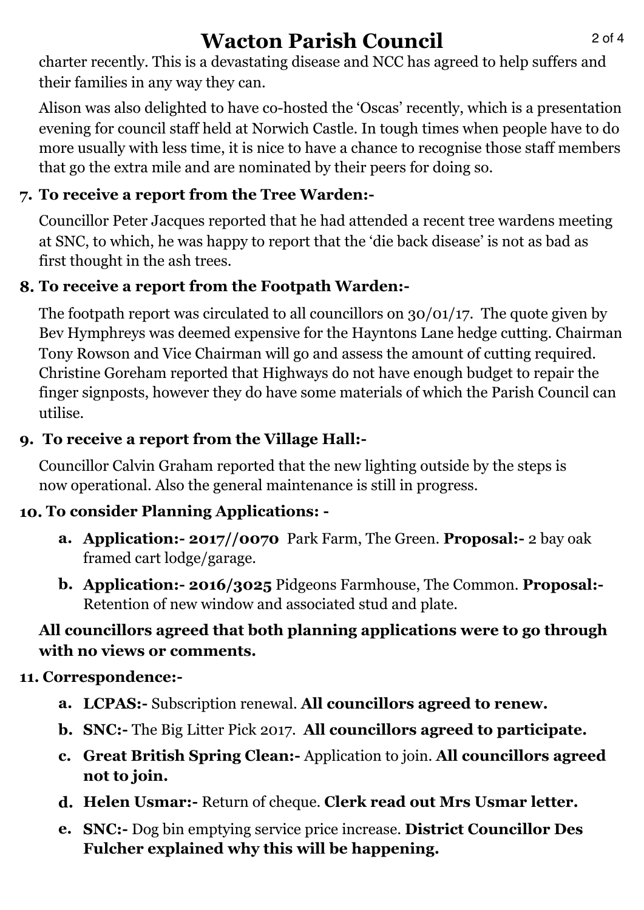charter recently. This is a devastating disease and NCC has agreed to help suffers and their families in any way they can.

Alison was also delighted to have co-hosted the 'Oscas' recently, which is a presentation evening for council staff held at Norwich Castle. In tough times when people have to do more usually with less time, it is nice to have a chance to recognise those staff members that go the extra mile and are nominated by their peers for doing so.

**7. To receive a report from the Tree Warden:-**

Councillor Peter Jacques reported that he had attended a recent tree wardens meeting at SNC, to which, he was happy to report that the 'die back disease' is not as bad as first thought in the ash trees.

**8. To receive a report from the Footpath Warden:-**

The footpath report was circulated to all councillors on 30/01/17. The quote given by Bev Hymphreys was deemed expensive for the Hayntons Lane hedge cutting. Chairman Tony Rowson and Vice Chairman will go and assess the amount of cutting required. Christine Goreham reported that Highways do not have enough budget to repair the finger signposts, however they do have some materials of which the Parish Council can utilise.

**9. To receive a report from the Village Hall:-**

Councillor Calvin Graham reported that the new lighting outside by the steps is now operational. Also the general maintenance is still in progress.

**10. To consider Planning Applications: -**

a. **Application:- 2017//0070** Park Farm, The Green. **Proposal:-** 2 bay oak framed cart lodge/garage.
b. **Application:- 2016/3025** Pidgeons Farmhouse, The Common. **Proposal:-** Retention of new window and associated stud and plate.

**All councillors agreed that both planning applications were to go through with no views or comments.**

**11. Correspondence:-**

a. **LCPAS:-** Subscription renewal. **All councillors agreed to renew.**
b. **SNC:-** The Big Litter Pick 2017. **All councillors agreed to participate.**
c. **Great British Spring Clean:-** Application to join. **All councillors agreed not to join.**
d. **Helen Usmar:-** Return of cheque. **Clerk read out Mrs Usmar letter.**
e. **SNC:-** Dog bin emptying service price increase. **District Councillor Des Fulcher explained why this will be happening.**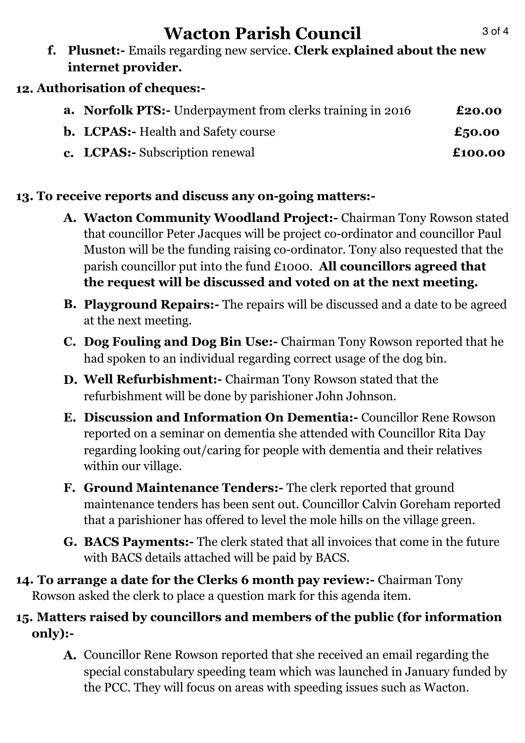# Wacton Parish Council

f. **Plusnet:-** Emails regarding new service. **Clerk explained about the new internet provider.**

**12. Authorisation of cheques:-**

a. **Norfolk PTS:-** Underpayment from clerks training in 2016 **£20.00**

b. **LCPAS:-** Health and Safety course **£50.00**

c. **LCPAS:-** Subscription renewal **£100.00**

**13. To receive reports and discuss any on-going matters:-**

A. **Wacton Community Woodland Project:-** Chairman Tony Rowson stated that councillor Peter Jacques will be project co-ordinator and councillor Paul Muston will be the funding raising co-ordinator. Tony also requested that the parish councillor put into the fund £1000. **All councillors agreed that the request will be discussed and voted on at the next meeting.**

B. **Playground Repairs:-** The repairs will be discussed and a date to be agreed at the next meeting.

C. **Dog Fouling and Dog Bin Use:-** Chairman Tony Rowson reported that he had spoken to an individual regarding correct usage of the dog bin.

D. **Well Refurbishment:-** Chairman Tony Rowson stated that the refurbishment will be done by parishioner John Johnson.

E. **Discussion and Information On Dementia:-** Councillor Rene Rowson reported on a seminar on dementia she attended with Councillor Rita Day regarding looking out/caring for people with dementia and their relatives within our village.

F. **Ground Maintenance Tenders:-** The clerk reported that ground maintenance tenders has been sent out. Councillor Calvin Goreham reported that a parishioner has offered to level the mole hills on the village green.

G. **BACS Payments:-** The clerk stated that all invoices that come in the future with BACS details attached will be paid by BACS.

**14. To arrange a date for the Clerks 6 month pay review:-** Chairman Tony Rowson asked the clerk to place a question mark for this agenda item.

**15. Matters raised by councillors and members of the public (for information only):-**

A. Councillor Rene Rowson reported that she received an email regarding the special constabulary speeding team which was launched in January funded by the PCC. They will focus on areas with speeding issues such as Wacton.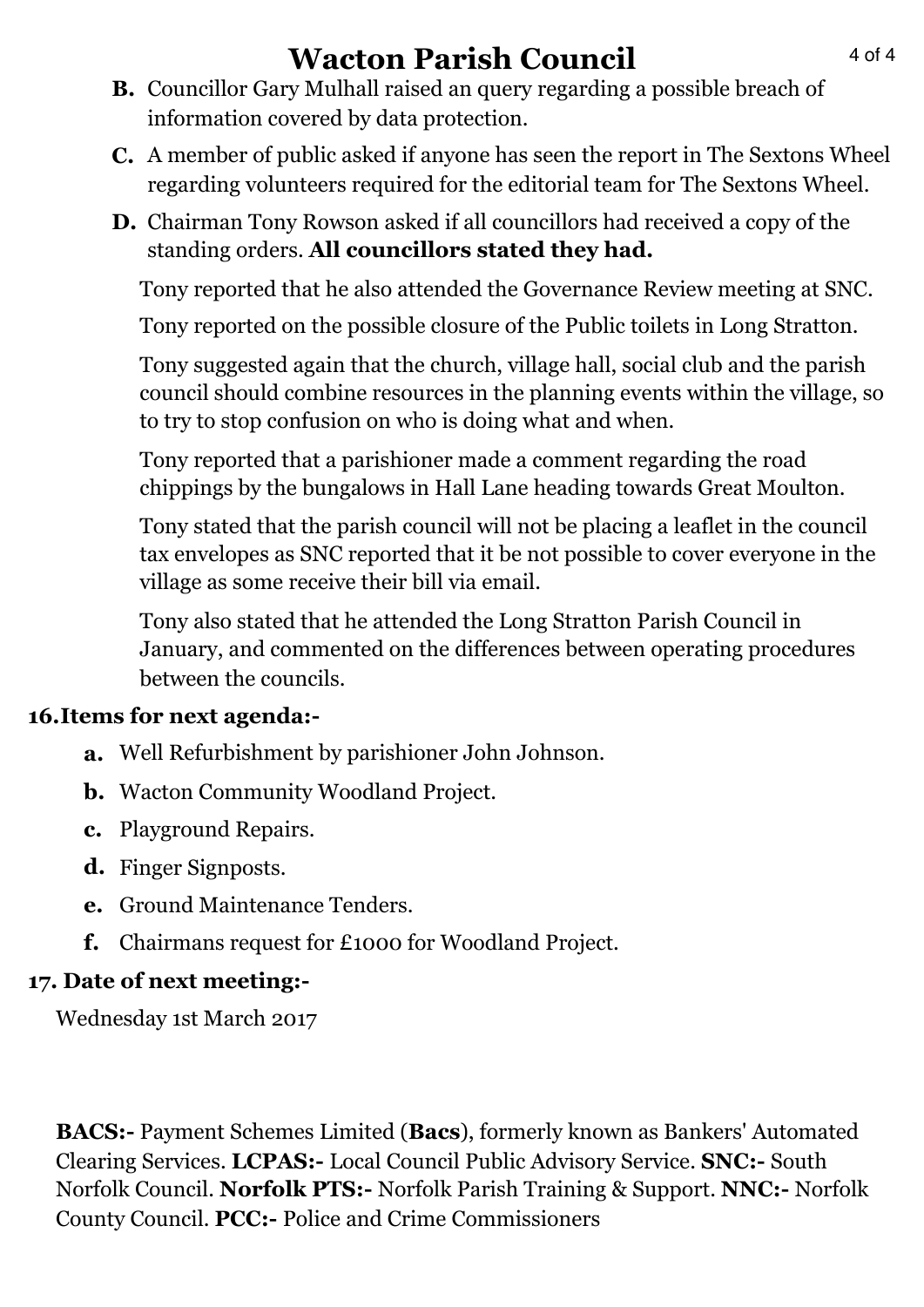**B.** Councillor Gary Mulhall raised an query regarding a possible breach of information covered by data protection.

**C.** A member of public asked if anyone has seen the report in The Sextons Wheel regarding volunteers required for the editorial team for The Sextons Wheel.

**D.** Chairman Tony Rowson asked if all councillors had received a copy of the standing orders. **All councillors stated they had.**

Tony reported that he also attended the Governance Review meeting at SNC.

Tony reported on the possible closure of the Public toilets in Long Stratton.

Tony suggested again that the church, village hall, social club and the parish council should combine resources in the planning events within the village, so to try to stop confusion on who is doing what and when.

Tony reported that a parishioner made a comment regarding the road chippings by the bungalows in Hall Lane heading towards Great Moulton.

Tony stated that the parish council will not be placing a leaflet in the council tax envelopes as SNC reported that it be not possible to cover everyone in the village as some receive their bill via email.

Tony also stated that he attended the Long Stratton Parish Council in January, and commented on the differences between operating procedures between the councils.

## 16. Items for next agenda:-

**a.** Well Refurbishment by parishioner John Johnson.

**b.** Wacton Community Woodland Project.

**c.** Playground Repairs.

**d.** Finger Signposts.

**e.** Ground Maintenance Tenders.

**f.** Chairmans request for £1000 for Woodland Project.

## 17. Date of next meeting:-

Wednesday 1st March 2017

**BACS:-** Payment Schemes Limited (**Bacs**), formerly known as Bankers' Automated Clearing Services. **LCPAS:-** Local Council Public Advisory Service. **SNC:-** South Norfolk Council. **Norfolk PTS:-** Norfolk Parish Training & Support. **NNC:-** Norfolk County Council. **PCC:-** Police and Crime Commissioners